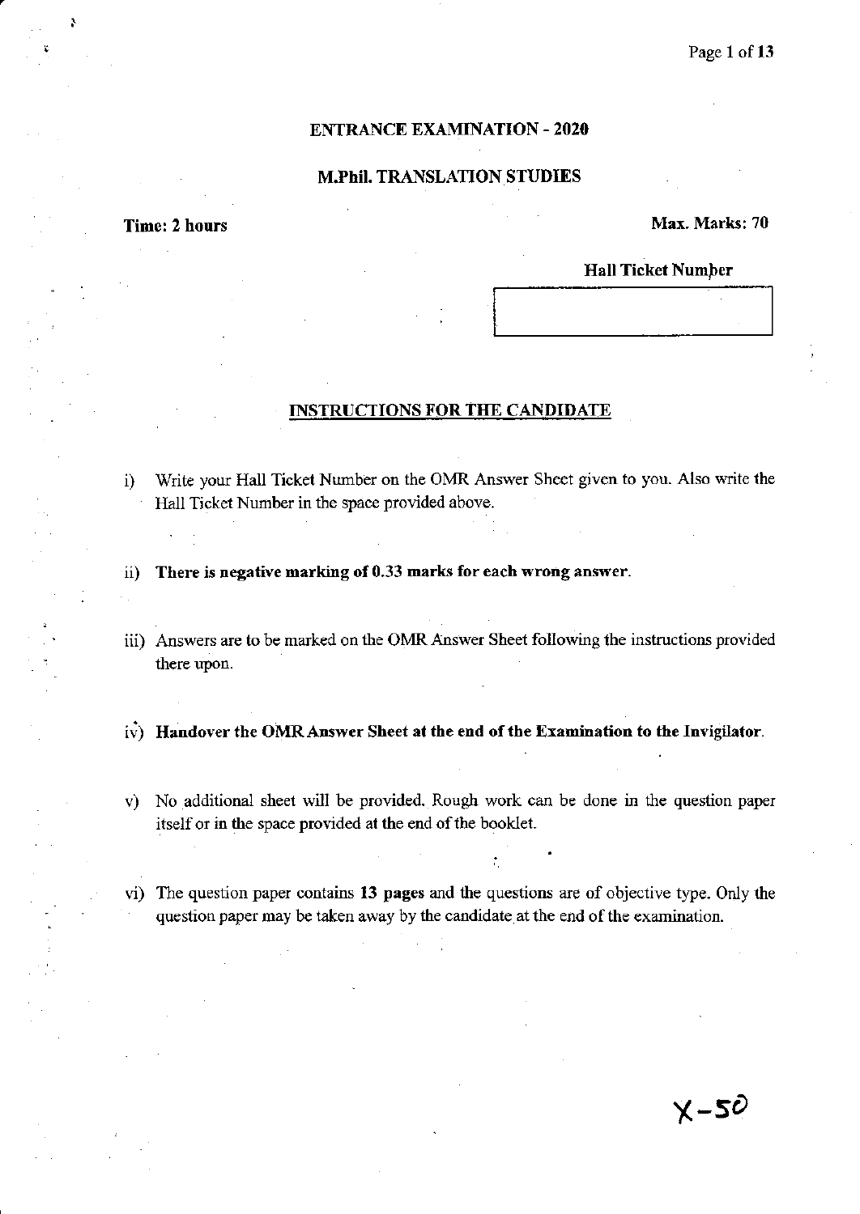# ENTRANCE EXAMINATION - 2020

## M.Phil. TRANSLATION STUDIES

**Time: 2 hours** **Max. Marks: 70**

**Hall Ticket Number**

| |
|---|
| |

### INSTRUCTIONS FOR THE CANDIDATE

i) Write your Hall Ticket Number on the OMR Answer Sheet given to you. Also write the Hall Ticket Number in the space provided above.

ii) **There is negative marking of 0.33 marks for each wrong answer.**

iii) Answers are to be marked on the OMR Answer Sheet following the instructions provided there upon.

iv) **Handover the OMR Answer Sheet at the end of the Examination to the Invigilator.**

v) No additional sheet will be provided. Rough work can be done in the question paper itself or in the space provided at the end of the booklet.

vi) The question paper contains **13 pages** and the questions are of objective type. Only the question paper may be taken away by the candidate at the end of the examination.

X-50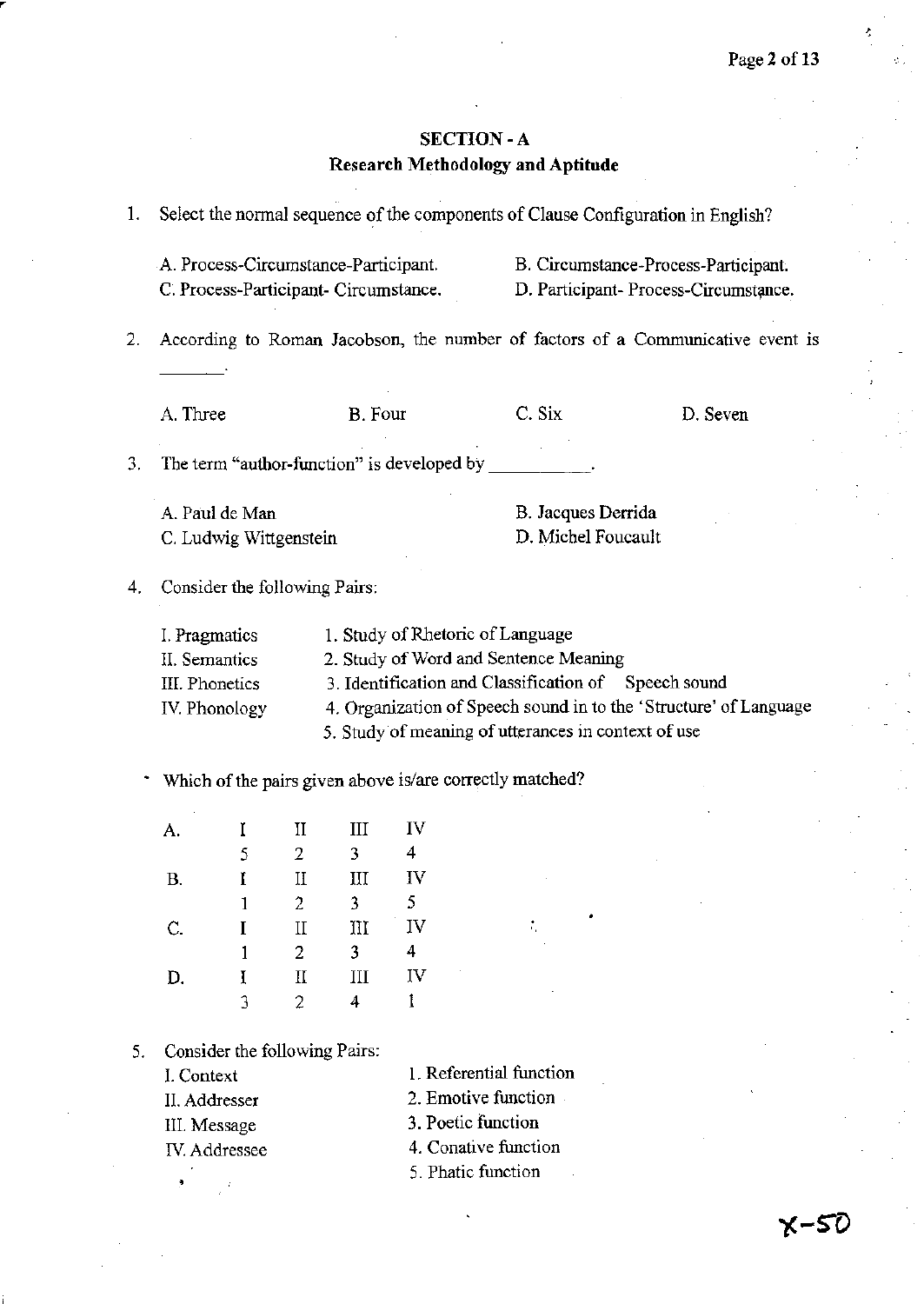## SECTION - A
### Research Methodology and Aptitude

1. Select the normal sequence of the components of Clause Configuration in English?

   A. Process-Circumstance-Participant.
   B. Circumstance-Process-Participant.
   C. Process-Participant- Circumstance.
   D. Participant- Process-Circumstance.

2. According to Roman Jacobson, the number of factors of a Communicative event is ______.

   A. Three
   B. Four
   C. Six
   D. Seven

3. The term "author-function" is developed by __________.

   A. Paul de Man
   B. Jacques Derrida
   C. Ludwig Wittgenstein
   D. Michel Foucault

4. Consider the following Pairs:

   I. Pragmatics — 1. Study of Rhetoric of Language
   II. Semantics — 2. Study of Word and Sentence Meaning
   III. Phonetics — 3. Identification and Classification of Speech sound
   IV. Phonology — 4. Organization of Speech sound in to the 'Structure' of Language
   5. Study of meaning of utterances in context of use

   Which of the pairs given above is/are correctly matched?

| | I | II | III | IV |
|---|---|---|---|---|
| A. | 5 | 2 | 3 | 4 |
| B. | 1 | 2 | 3 | 5 |
| C. | 1 | 2 | 3 | 4 |
| D. | 3 | 2 | 4 | 1 |

5. Consider the following Pairs:

   I. Context — 1. Referential function
   II. Addresser — 2. Emotive function
   III. Message — 3. Poetic function
   IV. Addressee — 4. Conative function
   5. Phatic function

X-50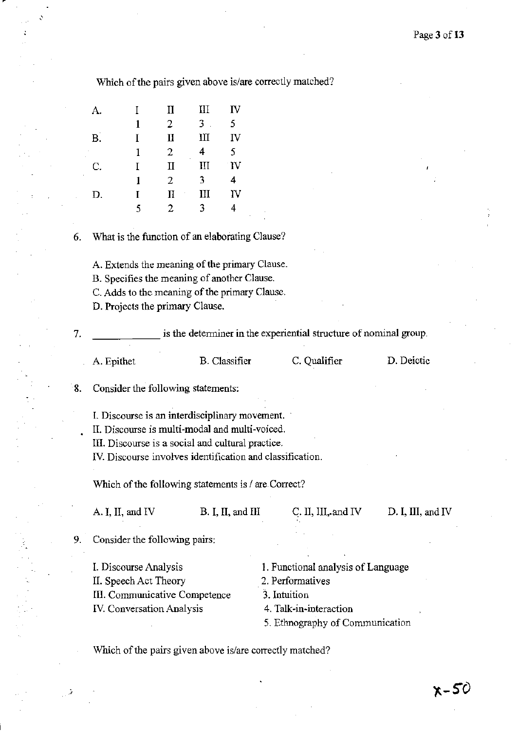Which of the pairs given above is/are correctly matched?

| | I | II | III | IV |
|---|---|---|---|---|
| A. | 1 | 2 | 3 | 5 |
| B. | 1 | 2 | 4 | 5 |
| C. | 1 | 2 | 3 | 4 |
| D. | 5 | 2 | 3 | 4 |

6. What is the function of an elaborating Clause?

   A. Extends the meaning of the primary Clause.
   B. Specifies the meaning of another Clause.
   C. Adds to the meaning of the primary Clause.
   D. Projects the primary Clause.

7. ____________ is the determiner in the experiential structure of nominal group.

   A. Epithet  B. Classifier  C. Qualifier  D. Deictic

8. Consider the following statements:

   I. Discourse is an interdisciplinary movement.
   II. Discourse is multi-modal and multi-voiced.
   III. Discourse is a social and cultural practice.
   IV. Discourse involves identification and classification.

   Which of the following statements is / are Correct?

   A. I, II, and IV  B. I, II, and III  C. II, III, and IV  D. I, III, and IV

9. Consider the following pairs:

   | | |
   |---|---|
   | I. Discourse Analysis | 1. Functional analysis of Language |
   | II. Speech Act Theory | 2. Performatives |
   | III. Communicative Competence | 3. Intuition |
   | IV. Conversation Analysis | 4. Talk-in-interaction |
   | | 5. Ethnography of Communication |

   Which of the pairs given above is/are correctly matched?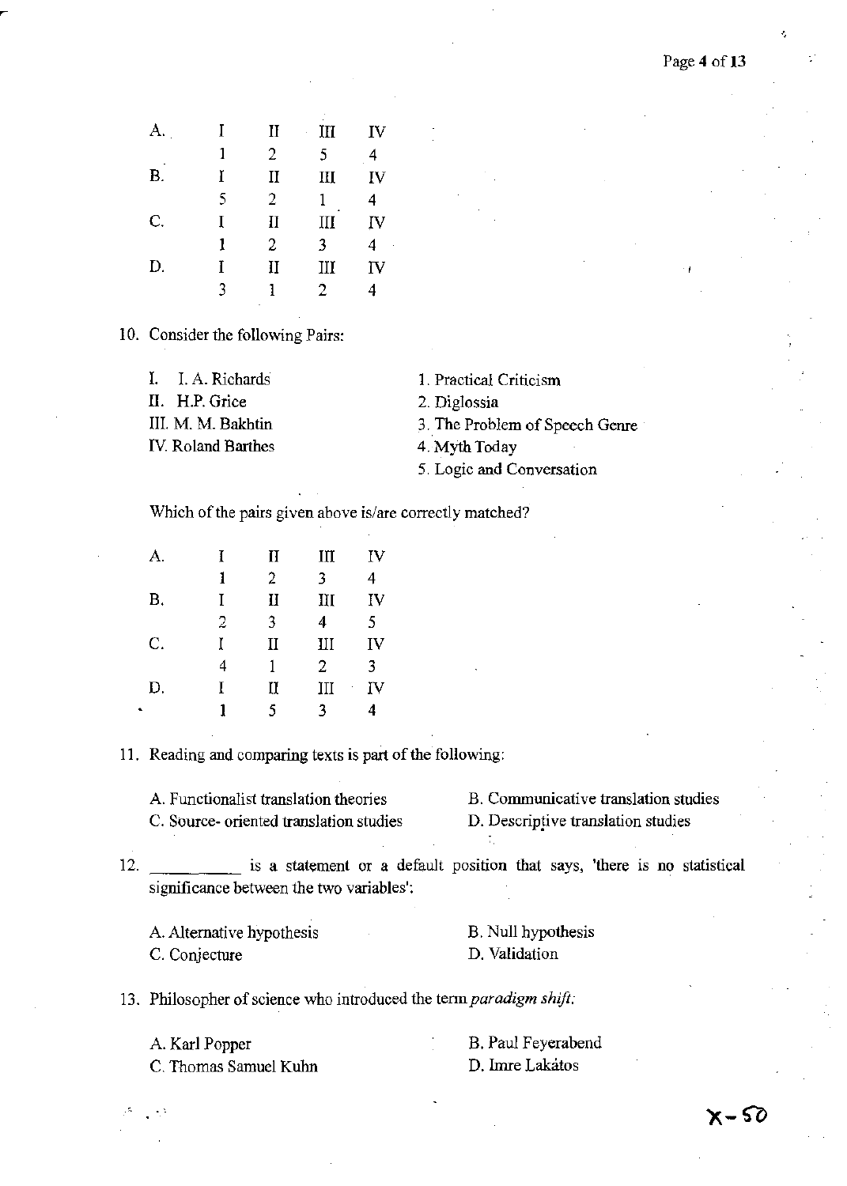A.

| I | II | III | IV |
|---|---|---|---|
| 1 | 2 | 5 | 4 |

B.

| I | II | III | IV |
|---|---|---|---|
| 5 | 2 | 1 | 4 |

C.

| I | II | III | IV |
|---|---|---|---|
| 1 | 2 | 3 | 4 |

D.

| I | II | III | IV |
|---|---|---|---|
| 3 | 1 | 2 | 4 |

10. Consider the following Pairs:

| | |
|---|---|
| I. I. A. Richards | 1. Practical Criticism |
| II. H.P. Grice | 2. Diglossia |
| III. M. M. Bakhtin | 3. The Problem of Speech Genre |
| IV. Roland Barthes | 4. Myth Today |
| | 5. Logic and Conversation |

Which of the pairs given above is/are correctly matched?

A.

| I | II | III | IV |
|---|---|---|---|
| 1 | 2 | 3 | 4 |

B.

| I | II | III | IV |
|---|---|---|---|
| 2 | 3 | 4 | 5 |

C.

| I | II | III | IV |
|---|---|---|---|
| 4 | 1 | 2 | 3 |

D.

| I | II | III | IV |
|---|---|---|---|
| 1 | 5 | 3 | 4 |

11. Reading and comparing texts is part of the following:

A. Functionalist translation theories
B. Communicative translation studies
C. Source- oriented translation studies
D. Descriptive translation studies

12. __________ is a statement or a default position that says, 'there is no statistical significance between the two variables':

A. Alternative hypothesis
B. Null hypothesis
C. Conjecture
D. Validation

13. Philosopher of science who introduced the term *paradigm shift*:

A. Karl Popper
B. Paul Feyerabend
C. Thomas Samuel Kuhn
D. Imre Lakátos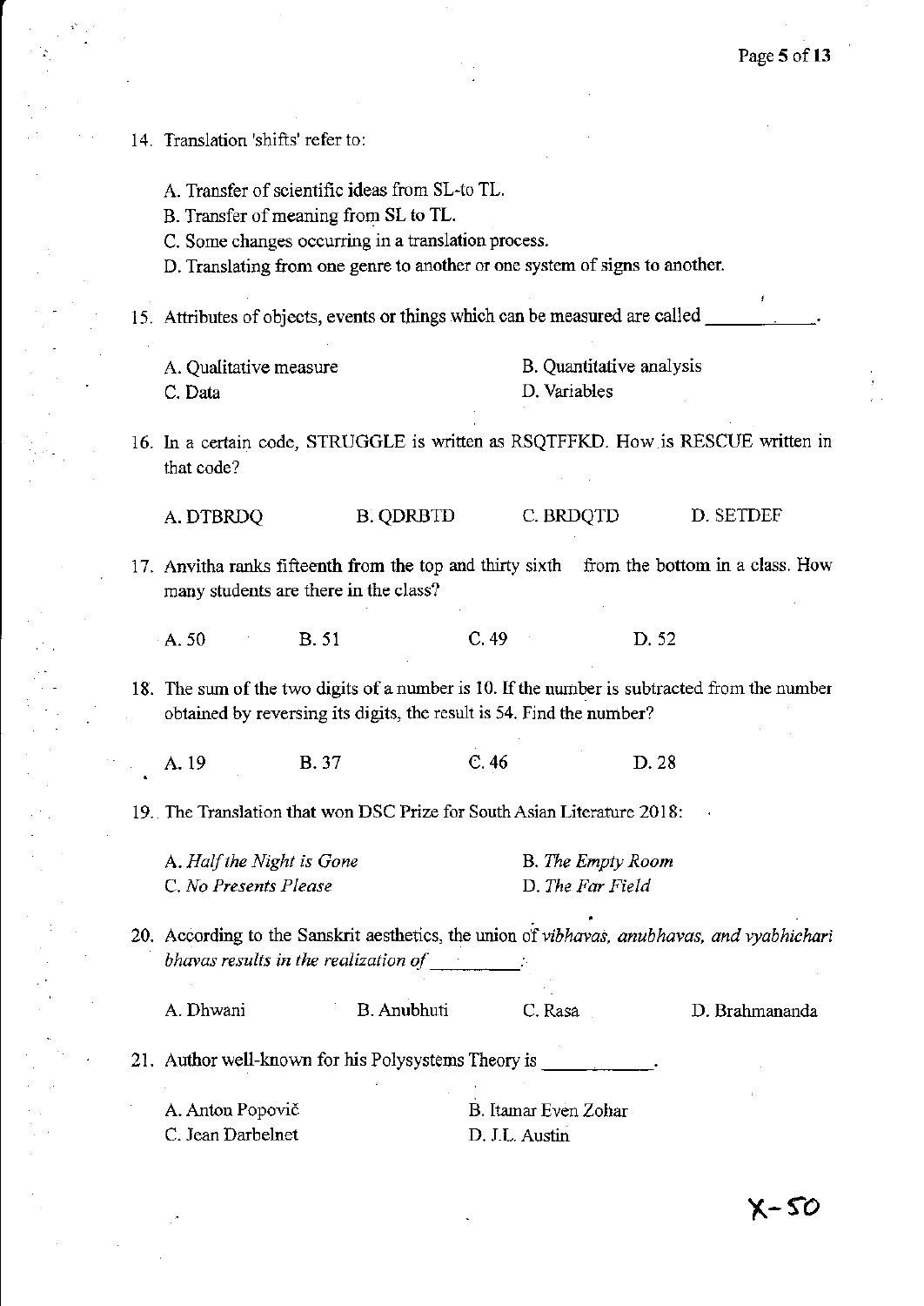14. Translation 'shifts' refer to:

    A. Transfer of scientific ideas from SL-to TL.
    B. Transfer of meaning from SL to TL.
    C. Some changes occurring in a translation process.
    D. Translating from one genre to another or one system of signs to another.

15. Attributes of objects, events or things which can be measured are called ________.

    A. Qualitative measure
    B. Quantitative analysis
    C. Data
    D. Variables

16. In a certain code, STRUGGLE is written as RSQTFFKD. How is RESCUE written in that code?

    A. DTBRDQ
    B. QDRBTD
    C. BRDQTD
    D. SETDEF

17. Anvitha ranks fifteenth from the top and thirty sixth from the bottom in a class. How many students are there in the class?

    A. 50
    B. 51
    C. 49
    D. 52

18. The sum of the two digits of a number is 10. If the number is subtracted from the number obtained by reversing its digits, the result is 54. Find the number?

    A. 19
    B. 37
    C. 46
    D. 28

19. The Translation that won DSC Prize for South Asian Literature 2018:

    A. *Half the Night is Gone*
    B. *The Empty Room*
    C. *No Presents Please*
    D. *The Far Field*

20. According to the Sanskrit aesthetics, the union of *vibhavas, anubhavas, and vyabhichari bhavas results in the realization of* ________.

    A. Dhwani
    B. Anubhuti
    C. Rasa
    D. Brahmananda

21. Author well-known for his Polysystems Theory is ________.

    A. Anton Popovič
    B. Itamar Even Zohar
    C. Jean Darbelnet
    D. J.L. Austin

X-50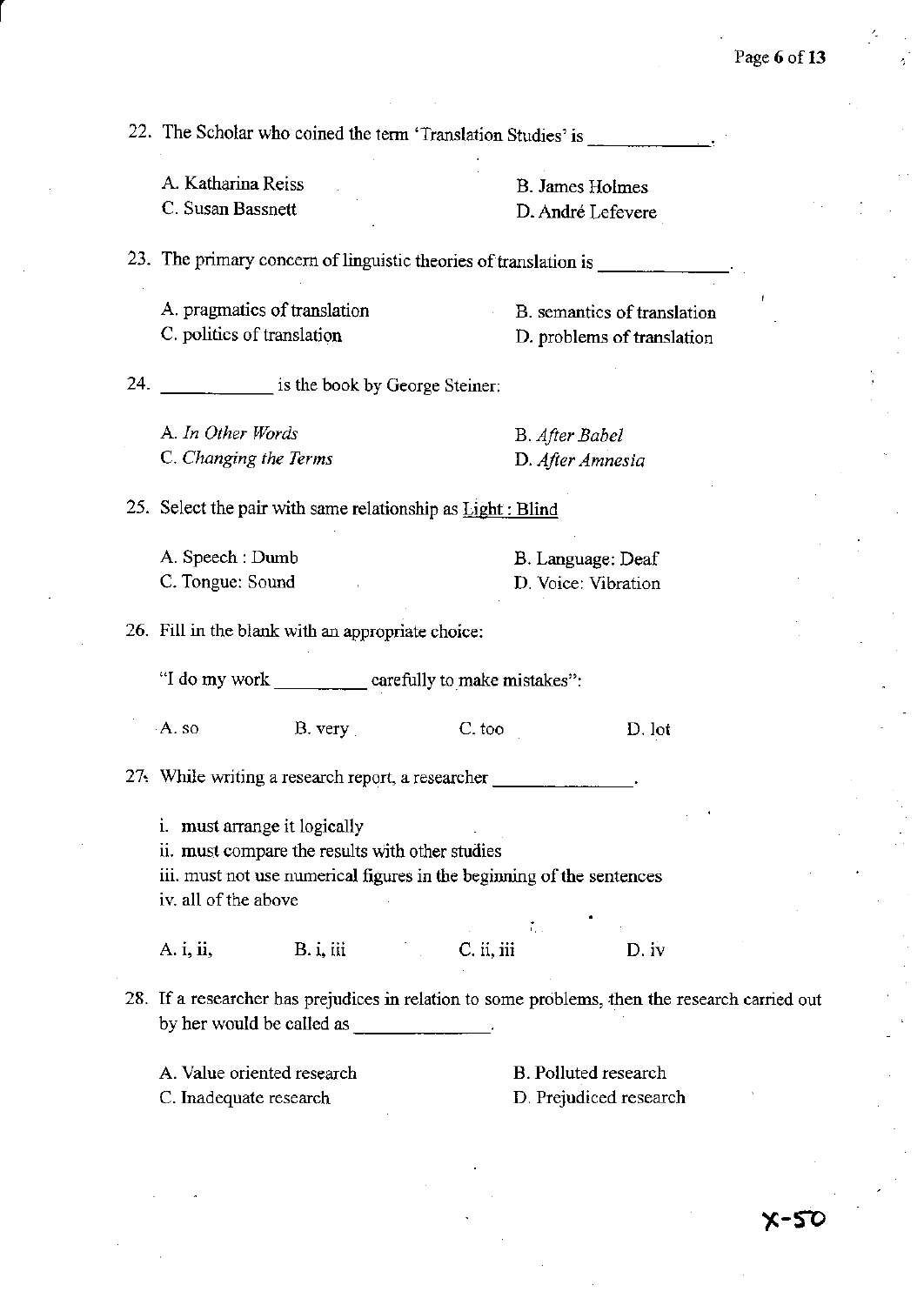22. The Scholar who coined the term 'Translation Studies' is ____________.

    A. Katharina Reiss
    B. James Holmes
    C. Susan Bassnett
    D. André Lefevere

23. The primary concern of linguistic theories of translation is ____________.

    A. pragmatics of translation
    B. semantics of translation
    C. politics of translation
    D. problems of translation

24. ____________ is the book by George Steiner.

    A. *In Other Words*
    B. *After Babel*
    C. *Changing the Terms*
    D. *After Amnesia*

25. Select the pair with same relationship as <u>Light : Blind</u>

    A. Speech : Dumb
    B. Language: Deaf
    C. Tongue: Sound
    D. Voice: Vibration

26. Fill in the blank with an appropriate choice:

    "I do my work __________ carefully to make mistakes":

    A. so  B. very  C. too  D. lot

27. While writing a research report, a researcher ____________.

    i. must arrange it logically
    ii. must compare the results with other studies
    iii. must not use numerical figures in the beginning of the sentences
    iv. all of the above

    A. i, ii,  B. i, iii  C. ii, iii  D. iv

28. If a researcher has prejudices in relation to some problems, then the research carried out by her would be called as ____________.

    A. Value oriented research
    B. Polluted research
    C. Inadequate research
    D. Prejudiced research

X-50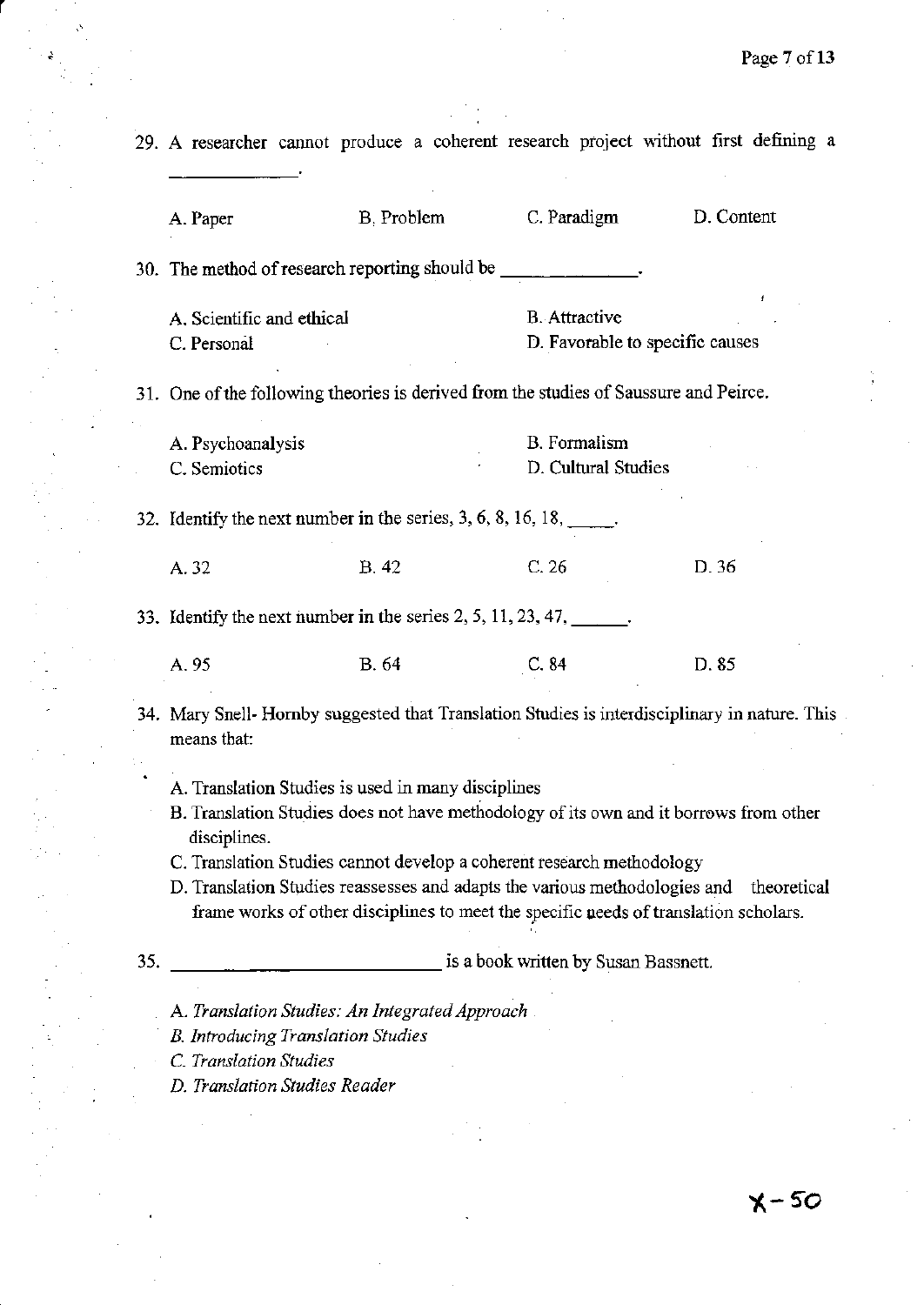29. A researcher cannot produce a coherent research project without first defining a ____________.

    A. Paper B. Problem C. Paradigm D. Content

30. The method of research reporting should be ______________.

    A. Scientific and ethical
    B. Attractive
    C. Personal
    D. Favorable to specific causes

31. One of the following theories is derived from the studies of Saussure and Peirce.

    A. Psychoanalysis
    B. Formalism
    C. Semiotics
    D. Cultural Studies

32. Identify the next number in the series, 3, 6, 8, 16, 18, _____.

    A. 32 B. 42 C. 26 D. 36

33. Identify the next number in the series 2, 5, 11, 23, 47, ______.

    A. 95 B. 64 C. 84 D. 85

34. Mary Snell- Hornby suggested that Translation Studies is interdisciplinary in nature. This means that:

    A. Translation Studies is used in many disciplines
    B. Translation Studies does not have methodology of its own and it borrows from other disciplines.
    C. Translation Studies cannot develop a coherent research methodology
    D. Translation Studies reassesses and adapts the various methodologies and theoretical frame works of other disciplines to meet the specific needs of translation scholars.

35. ____________________________ is a book written by Susan Bassnett.

    A. *Translation Studies: An Integrated Approach*
    B. *Introducing Translation Studies*
    C. *Translation Studies*
    D. *Translation Studies Reader*

X-50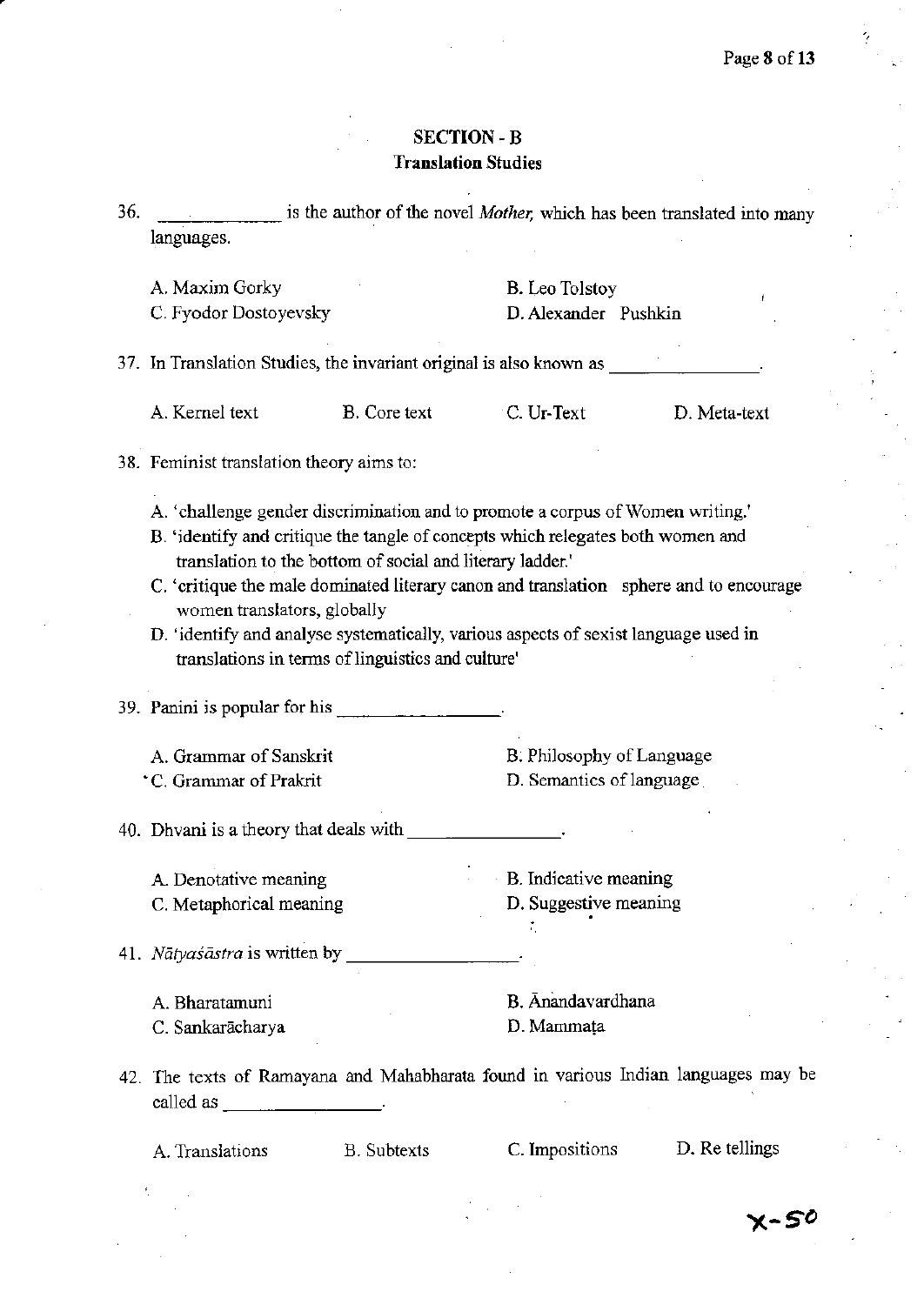## SECTION - B
### Translation Studies

36. ____________ is the author of the novel *Mother,* which has been translated into many languages.

A. Maxim Gorky
B. Leo Tolstoy
C. Fyodor Dostoyevsky
D. Alexander Pushkin

37. In Translation Studies, the invariant original is also known as ______________.

A. Kernel text
B. Core text
C. Ur-Text
D. Meta-text

38. Feminist translation theory aims to:

A. 'challenge gender discrimination and to promote a corpus of Women writing.'
B. 'identify and critique the tangle of concepts which relegates both women and translation to the bottom of social and literary ladder.'
C. 'critique the male dominated literary canon and translation sphere and to encourage women translators, globally
D. 'identify and analyse systematically, various aspects of sexist language used in translations in terms of linguistics and culture'

39. Panini is popular for his ______________.

A. Grammar of Sanskrit
B. Philosophy of Language
C. Grammar of Prakrit
D. Semantics of language

40. Dhvani is a theory that deals with ______________.

A. Denotative meaning
B. Indicative meaning
C. Metaphorical meaning
D. Suggestive meaning

41. *Nāṭyaśāstra* is written by ______________.

A. Bharatamuni
B. Ānandavardhana
C. Sankarācharya
D. Mammaṭa

42. The texts of Ramayana and Mahabharata found in various Indian languages may be called as ______________.

A. Translations
B. Subtexts
C. Impositions
D. Re tellings

X-50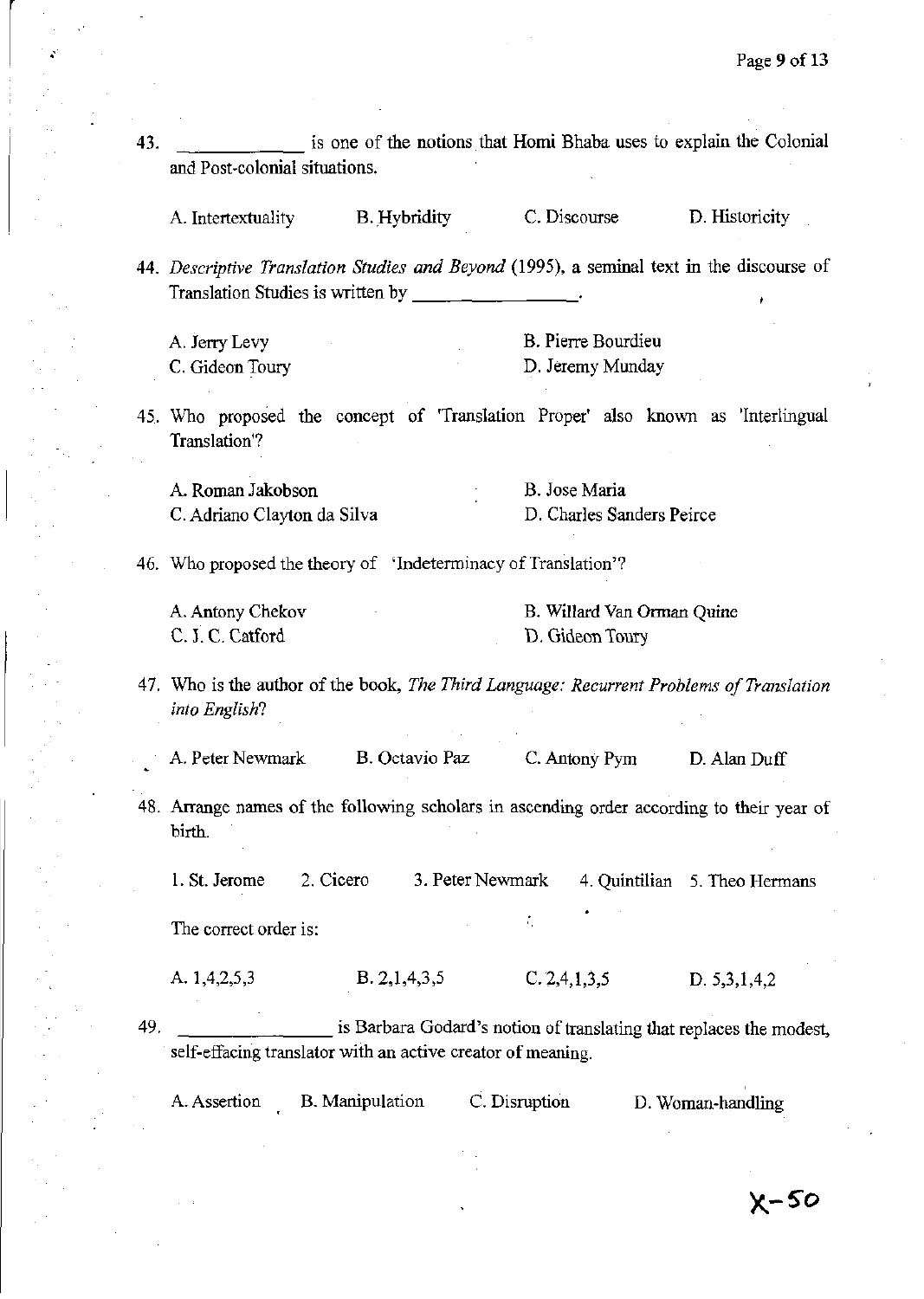43. ____________ is one of the notions that Homi Bhaba uses to explain the Colonial and Post-colonial situations.

A. Intertextuality B. Hybridity C. Discourse D. Historicity

44. *Descriptive Translation Studies and Beyond* (1995), a seminal text in the discourse of Translation Studies is written by ______________.

A. Jerry Levy
B. Pierre Bourdieu
C. Gideon Toury
D. Jeremy Munday

45. Who proposed the concept of 'Translation Proper' also known as 'Interlingual Translation'?

A. Roman Jakobson
B. Jose Maria
C. Adriano Clayton da Silva
D. Charles Sanders Peirce

46. Who proposed the theory of 'Indeterminacy of Translation'?

A. Antony Chekov
B. Willard Van Orman Quine
C. J. C. Catford
D. Gideon Toury

47. Who is the author of the book, *The Third Language: Recurrent Problems of Translation into English*?

A. Peter Newmark B. Octavio Paz C. Antony Pym D. Alan Duff

48. Arrange names of the following scholars in ascending order according to their year of birth.

1. St. Jerome 2. Cicero 3. Peter Newmark 4. Quintilian 5. Theo Hermans

The correct order is:

A. 1,4,2,5,3 B. 2,1,4,3,5 C. 2,4,1,3,5 D. 5,3,1,4,2

49. ______________ is Barbara Godard's notion of translating that replaces the modest, self-effacing translator with an active creator of meaning.

A. Assertion B. Manipulation C. Disruption D. Woman-handling

X-50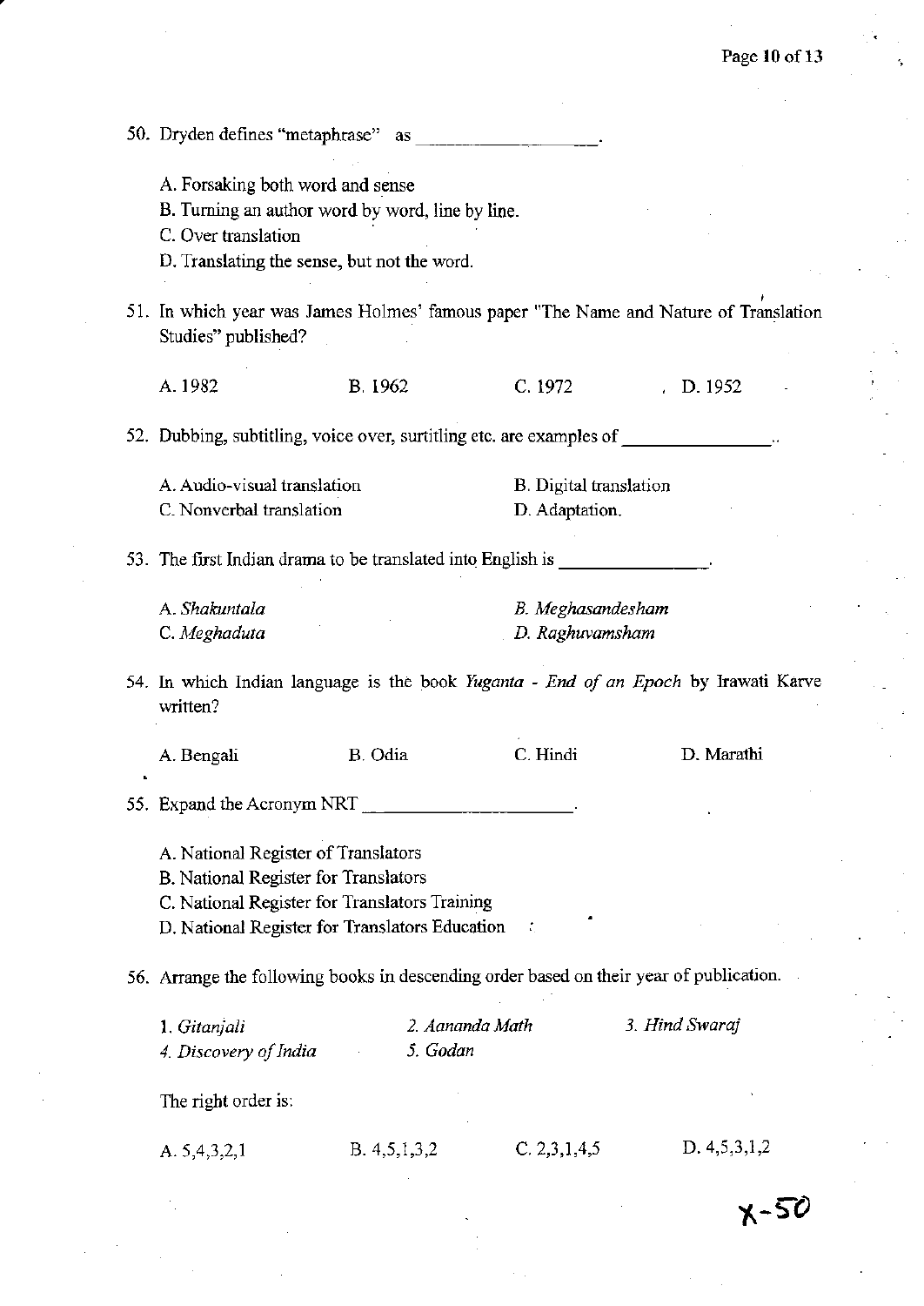50. Dryden defines "metaphrase" as ________________.

A. Forsaking both word and sense
B. Turning an author word by word, line by line.
C. Over translation
D. Translating the sense, but not the word.

51. In which year was James Holmes' famous paper "The Name and Nature of Translation Studies" published?

A. 1982 B. 1962 C. 1972 D. 1952

52. Dubbing, subtitling, voice over, surtitling etc. are examples of ______________..

A. Audio-visual translation
B. Digital translation
C. Nonverbal translation
D. Adaptation.

53. The first Indian drama to be translated into English is ______________.

A. *Shakuntala*
B. *Meghasandesham*
C. *Meghaduta*
D. *Raghuvamsham*

54. In which Indian language is the book *Yuganta - End of an Epoch* by Irawati Karve written?

A. Bengali B. Odia C. Hindi D. Marathi

55. Expand the Acronym NRT ____________________.

A. National Register of Translators
B. National Register for Translators
C. National Register for Translators Training
D. National Register for Translators Education

56. Arrange the following books in descending order based on their year of publication.

1. *Gitanjali*
2. *Aananda Math*
3. *Hind Swaraj*
4. *Discovery of India*
5. *Godan*

The right order is:

A. 5,4,3,2,1 B. 4,5,1,3,2 C. 2,3,1,4,5 D. 4,5,3,1,2

X-50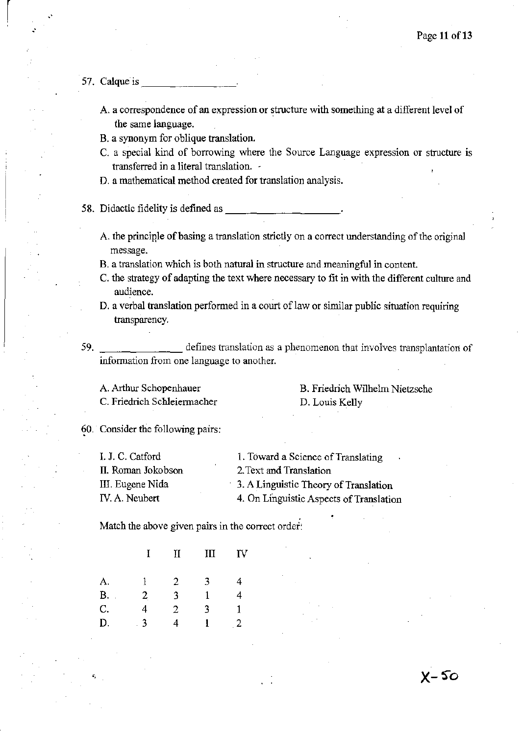57. Calque is _______________.

   A. a correspondence of an expression or structure with something at a different level of the same language.
   B. a synonym for oblique translation.
   C. a special kind of borrowing where the Source Language expression or structure is transferred in a literal translation.
   D. a mathematical method created for translation analysis.

58. Didactic fidelity is defined as _________________.

   A. the principle of basing a translation strictly on a correct understanding of the original message.
   B. a translation which is both natural in structure and meaningful in content.
   C. the strategy of adapting the text where necessary to fit in with the different culture and audience.
   D. a verbal translation performed in a court of law or similar public situation requiring transparency.

59. _____________ defines translation as a phenomenon that involves transplantation of information from one language to another.

   A. Arthur Schopenhauer
   B. Friedrich Wilhelm Nietzsche
   C. Friedrich Schleiermacher
   D. Louis Kelly

60. Consider the following pairs:

   I. J. C. Catford — 1. Toward a Science of Translating
   II. Roman Jokobson — 2. Text and Translation
   III. Eugene Nida — 3. A Linguistic Theory of Translation
   IV. A. Neubert — 4. On Linguistic Aspects of Translation

   Match the above given pairs in the correct order:

|    | I | II | III | IV |
|---|---|---|---|---|
| A. | 1 | 2 | 3 | 4 |
| B. | 2 | 3 | 1 | 4 |
| C. | 4 | 2 | 3 | 1 |
| D. | 3 | 4 | 1 | 2 |

X-50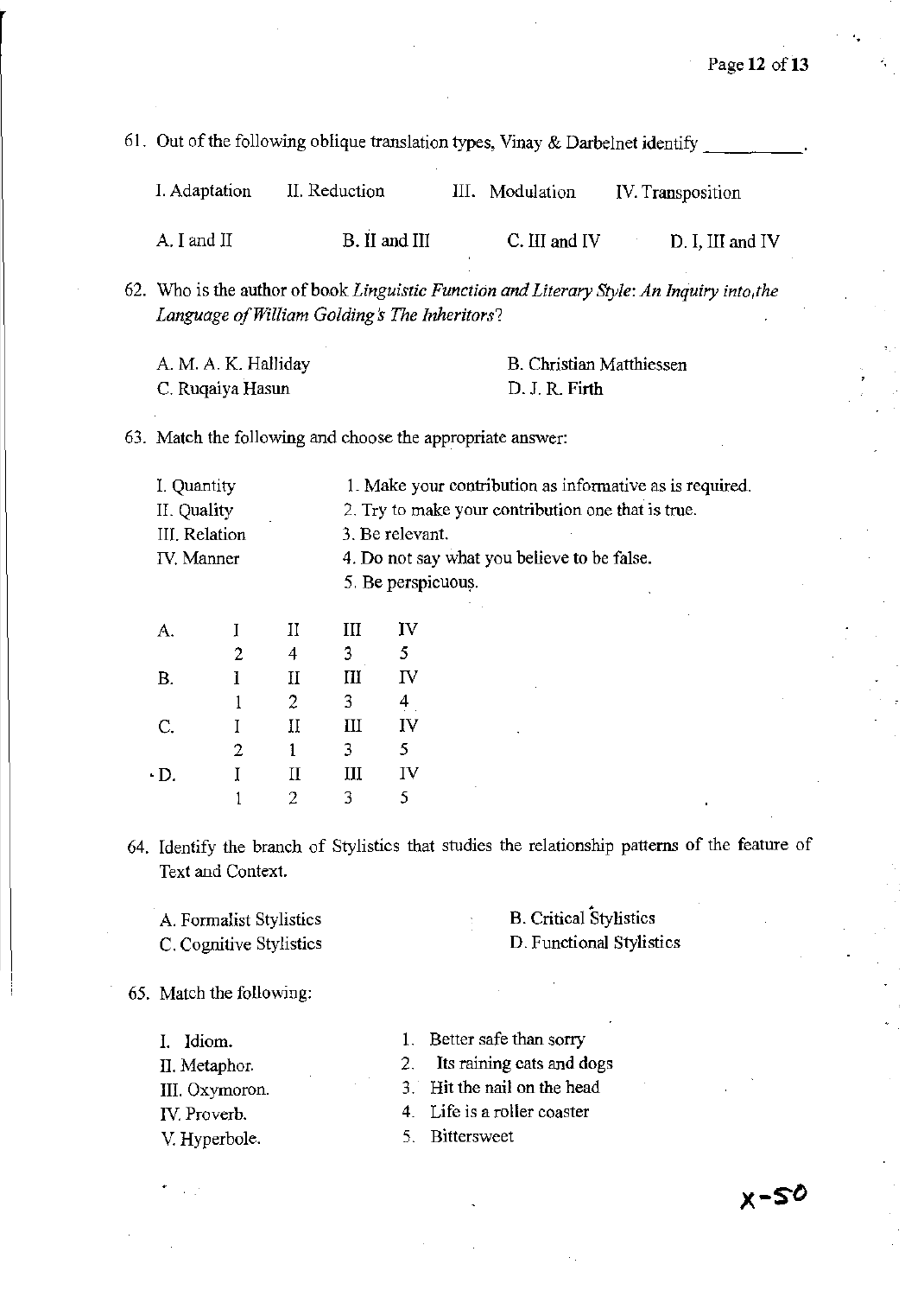61. Out of the following oblique translation types, Vinay & Darbelnet identify __________.

I. Adaptation    II. Reduction    III. Modulation    IV. Transposition

A. I and II    B. II and III    C. III and IV    D. I, III and IV

62. Who is the author of book *Linguistic Function and Literary Style: An Inquiry into, the Language of William Golding's The Inheritors*?

A. M. A. K. Halliday    B. Christian Matthiessen
C. Ruqaiya Hasun    D. J. R. Firth

63. Match the following and choose the appropriate answer:

I. Quantity    1. Make your contribution as informative as is required.
II. Quality    2. Try to make your contribution one that is true.
III. Relation    3. Be relevant.
IV. Manner    4. Do not say what you believe to be false.
    5. Be perspicuous.

| | I | II | III | IV |
|---|---|---|---|---|
| A. | 2 | 4 | 3 | 5 |
| B. | 1 | 2 | 3 | 4 |
| C. | 2 | 1 | 3 | 5 |
| D. | 1 | 2 | 3 | 5 |

64. Identify the branch of Stylistics that studies the relationship patterns of the feature of Text and Context.

A. Formalist Stylistics    B. Critical Stylistics
C. Cognitive Stylistics    D. Functional Stylistics

65. Match the following:

I. Idiom.    1. Better safe than sorry
II. Metaphor.    2. Its raining cats and dogs
III. Oxymoron.    3. Hit the nail on the head
IV. Proverb.    4. Life is a roller coaster
V. Hyperbole.    5. Bittersweet

X-50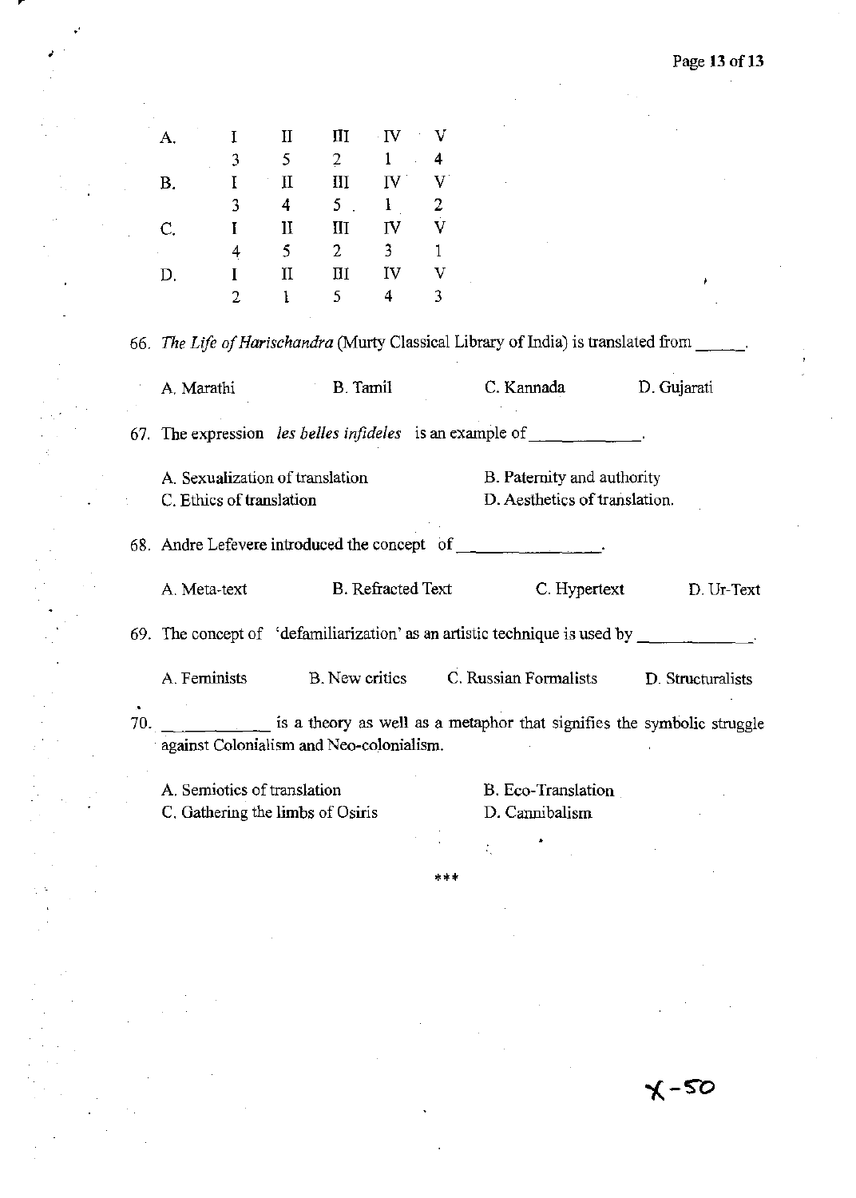A.

| I | II | III | IV | V |
|---|---|---|---|---|
| 3 | 5 | 2 | 1 | 4 |

B.

| I | II | III | IV | V |
|---|---|---|---|---|
| 3 | 4 | 5 | 1 | 2 |

C.

| I | II | III | IV | V |
|---|---|---|---|---|
| 4 | 5 | 2 | 3 | 1 |

D.

| I | II | III | IV | V |
|---|---|---|---|---|
| 2 | 1 | 5 | 4 | 3 |

66. *The Life of Harischandra* (Murty Classical Library of India) is translated from ______.

A. Marathi B. Tamil C. Kannada D. Gujarati

67. The expression *les belles infideles* is an example of ____________.

A. Sexualization of translation
B. Paternity and authority
C. Ethics of translation
D. Aesthetics of translation.

68. Andre Lefevere introduced the concept of ________________.

A. Meta-text B. Refracted Text C. Hypertext D. Ur-Text

69. The concept of 'defamiliarization' as an artistic technique is used by ____________.

A. Feminists B. New critics C. Russian Formalists D. Structuralists

70. ___________ is a theory as well as a metaphor that signifies the symbolic struggle against Colonialism and Neo-colonialism.

A. Semiotics of translation
B. Eco-Translation
C. Gathering the limbs of Osiris
D. Cannibalism

\*\*\*

X-50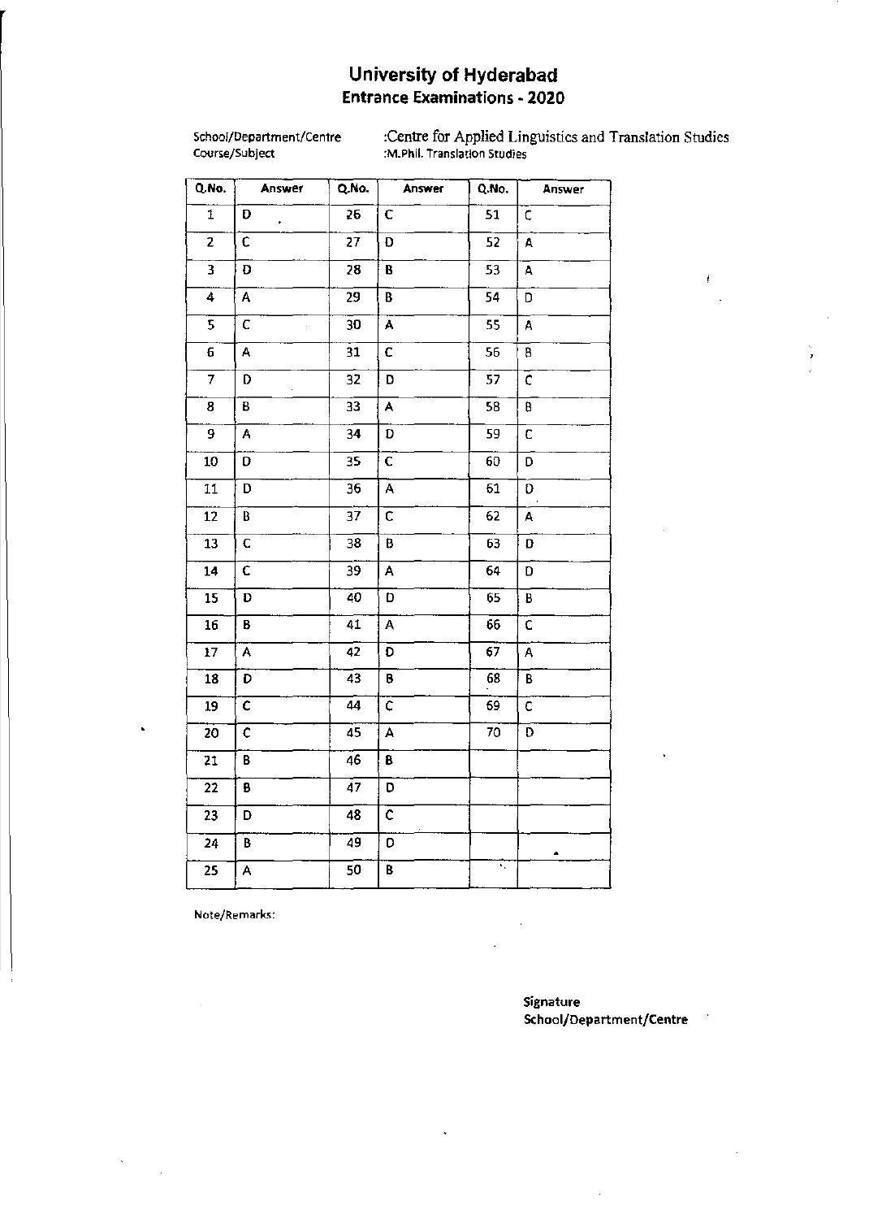# University of Hyderabad
## Entrance Examinations - 2020

School/Department/Centre :Centre for Applied Linguistics and Translation Studies
Course/Subject :M.Phil. Translation Studies

| Q.No. | Answer | Q.No. | Answer | Q.No. | Answer |
|---|---|---|---|---|---|
| 1 | D | 26 | C | 51 | C |
| 2 | C | 27 | D | 52 | A |
| 3 | D | 28 | B | 53 | A |
| 4 | A | 29 | B | 54 | D |
| 5 | C | 30 | A | 55 | A |
| 6 | A | 31 | C | 56 | B |
| 7 | D | 32 | D | 57 | C |
| 8 | B | 33 | A | 58 | B |
| 9 | A | 34 | D | 59 | C |
| 10 | D | 35 | C | 60 | D |
| 11 | D | 36 | A | 61 | D |
| 12 | B | 37 | C | 62 | A |
| 13 | C | 38 | B | 63 | D |
| 14 | C | 39 | A | 64 | D |
| 15 | D | 40 | D | 65 | B |
| 16 | B | 41 | A | 66 | C |
| 17 | A | 42 | D | 67 | A |
| 18 | D | 43 | B | 68 | B |
| 19 | C | 44 | C | 69 | C |
| 20 | C | 45 | A | 70 | D |
| 21 | B | 46 | B | | |
| 22 | B | 47 | D | | |
| 23 | D | 48 | C | | |
| 24 | B | 49 | D | | |
| 25 | A | 50 | B | | |

Note/Remarks:

Signature
School/Department/Centre